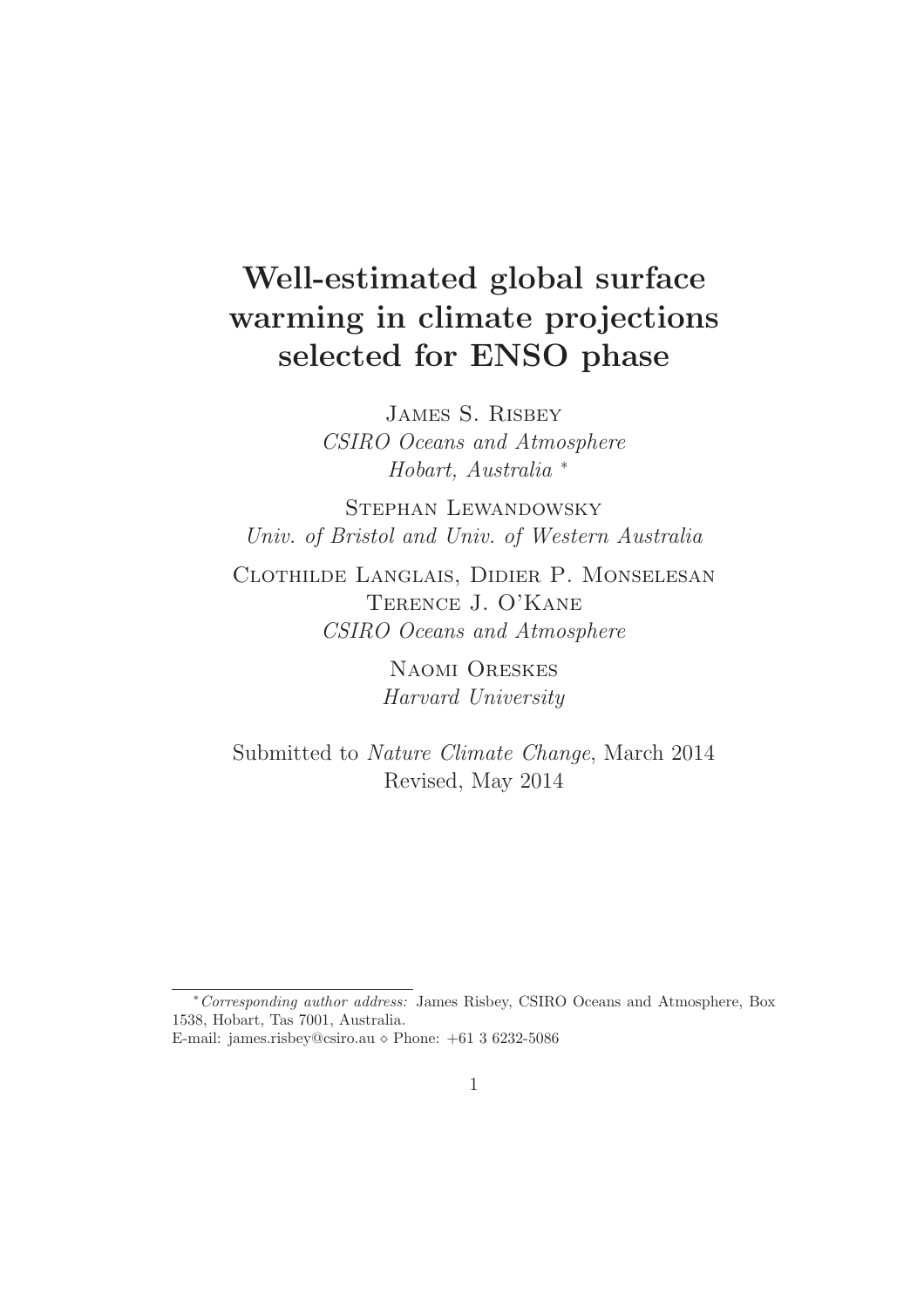# Well-estimated global surface warming in climate projections selected for ENSO phase

James S. Risbey  
*CSIRO Oceans and Atmosphere*  
*Hobart, Australia* *

Stephan Lewandowsky  
*Univ. of Bristol and Univ. of Western Australia*

Clothilde Langlais, Didier P. Monselesan  
Terence J. O'Kane  
*CSIRO Oceans and Atmosphere*

Naomi Oreskes  
*Harvard University*

Submitted to *Nature Climate Change*, March 2014  
Revised, May 2014

---

\* *Corresponding author address:* James Risbey, CSIRO Oceans and Atmosphere, Box 1538, Hobart, Tas 7001, Australia.  
E-mail: james.risbey@csiro.au ⋄ Phone: +61 3 6232-5086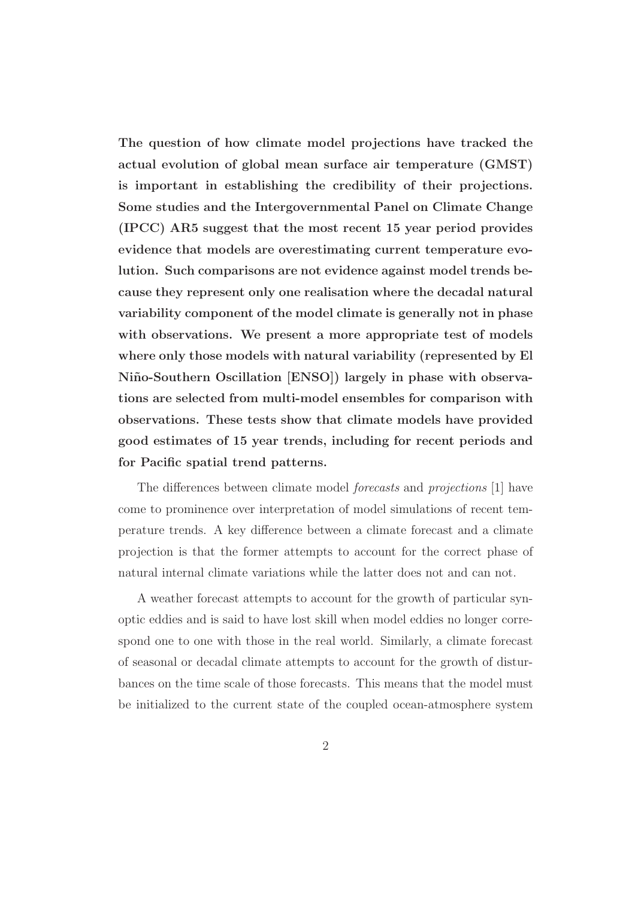**The question of how climate model projections have tracked the actual evolution of global mean surface air temperature (GMST) is important in establishing the credibility of their projections. Some studies and the Intergovernmental Panel on Climate Change (IPCC) AR5 suggest that the most recent 15 year period provides evidence that models are overestimating current temperature evolution. Such comparisons are not evidence against model trends because they represent only one realisation where the decadal natural variability component of the model climate is generally not in phase with observations. We present a more appropriate test of models where only those models with natural variability (represented by El Niño-Southern Oscillation [ENSO]) largely in phase with observations are selected from multi-model ensembles for comparison with observations. These tests show that climate models have provided good estimates of 15 year trends, including for recent periods and for Pacific spatial trend patterns.**

The differences between climate model *forecasts* and *projections* [1] have come to prominence over interpretation of model simulations of recent temperature trends. A key difference between a climate forecast and a climate projection is that the former attempts to account for the correct phase of natural internal climate variations while the latter does not and can not.

A weather forecast attempts to account for the growth of particular synoptic eddies and is said to have lost skill when model eddies no longer correspond one to one with those in the real world. Similarly, a climate forecast of seasonal or decadal climate attempts to account for the growth of disturbances on the time scale of those forecasts. This means that the model must be initialized to the current state of the coupled ocean-atmosphere system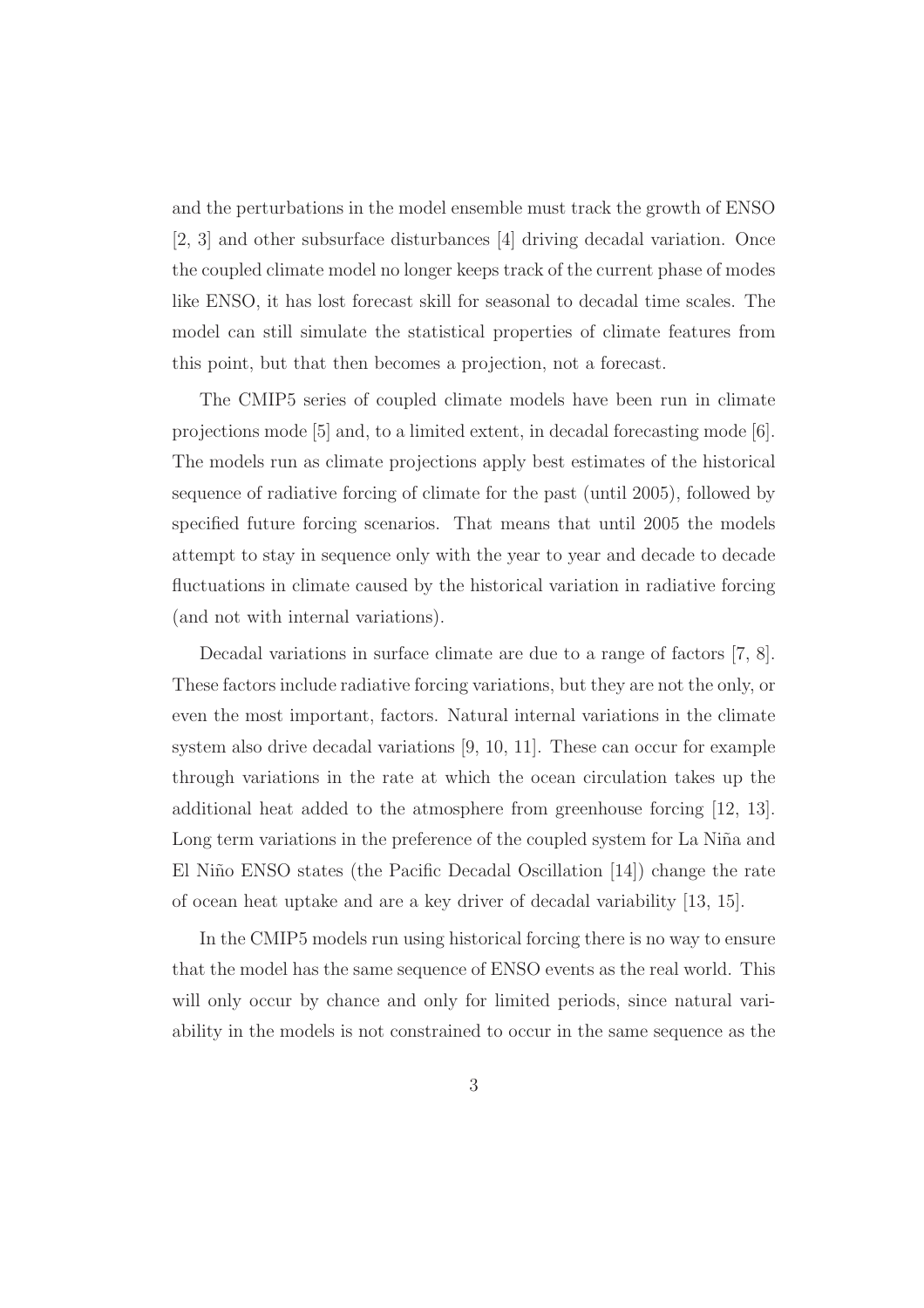and the perturbations in the model ensemble must track the growth of ENSO [2, 3] and other subsurface disturbances [4] driving decadal variation. Once the coupled climate model no longer keeps track of the current phase of modes like ENSO, it has lost forecast skill for seasonal to decadal time scales. The model can still simulate the statistical properties of climate features from this point, but that then becomes a projection, not a forecast.

The CMIP5 series of coupled climate models have been run in climate projections mode [5] and, to a limited extent, in decadal forecasting mode [6]. The models run as climate projections apply best estimates of the historical sequence of radiative forcing of climate for the past (until 2005), followed by specified future forcing scenarios. That means that until 2005 the models attempt to stay in sequence only with the year to year and decade to decade fluctuations in climate caused by the historical variation in radiative forcing (and not with internal variations).

Decadal variations in surface climate are due to a range of factors [7, 8]. These factors include radiative forcing variations, but they are not the only, or even the most important, factors. Natural internal variations in the climate system also drive decadal variations [9, 10, 11]. These can occur for example through variations in the rate at which the ocean circulation takes up the additional heat added to the atmosphere from greenhouse forcing [12, 13]. Long term variations in the preference of the coupled system for La Niña and El Niño ENSO states (the Pacific Decadal Oscillation [14]) change the rate of ocean heat uptake and are a key driver of decadal variability [13, 15].

In the CMIP5 models run using historical forcing there is no way to ensure that the model has the same sequence of ENSO events as the real world. This will only occur by chance and only for limited periods, since natural variability in the models is not constrained to occur in the same sequence as the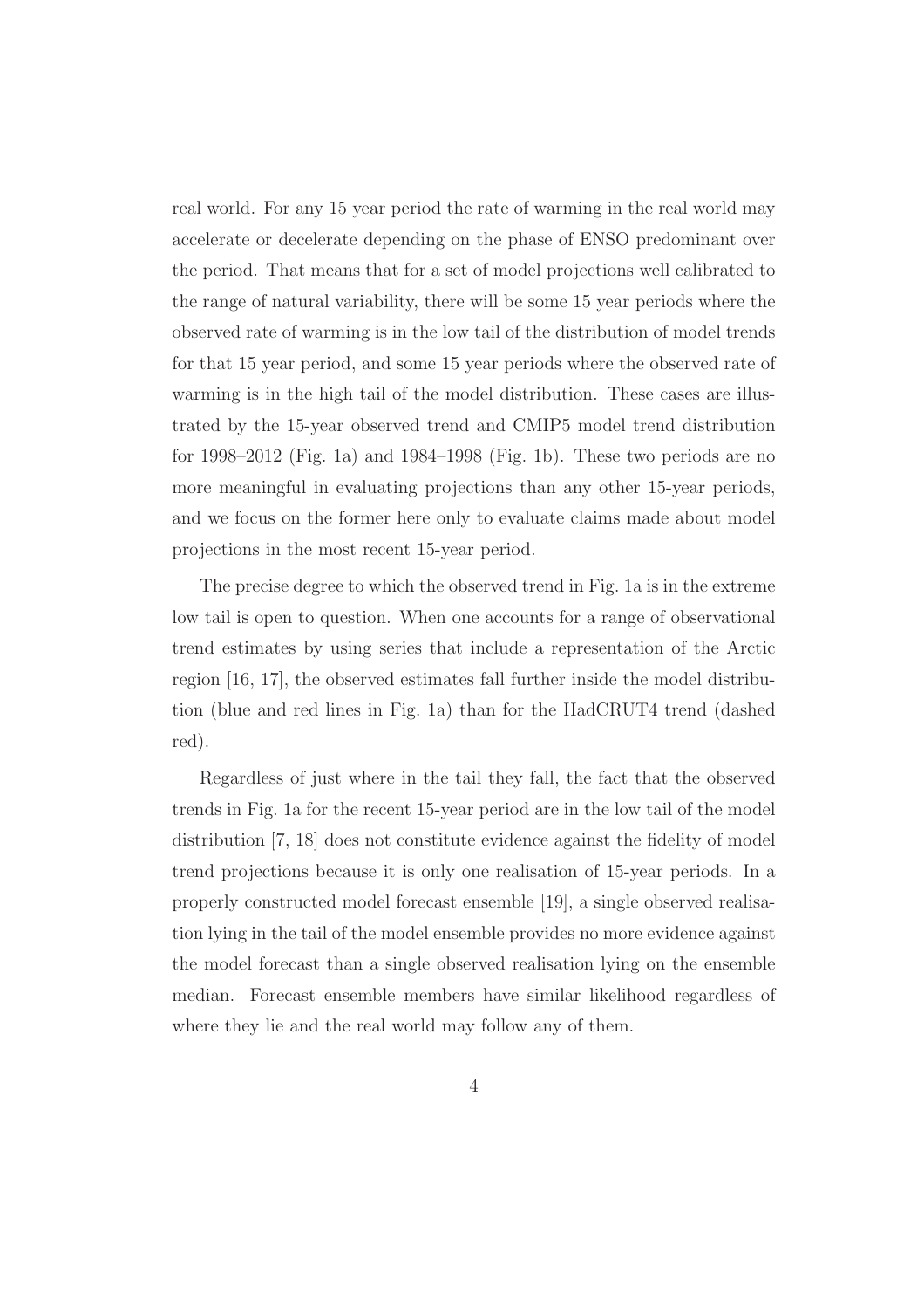real world. For any 15 year period the rate of warming in the real world may accelerate or decelerate depending on the phase of ENSO predominant over the period. That means that for a set of model projections well calibrated to the range of natural variability, there will be some 15 year periods where the observed rate of warming is in the low tail of the distribution of model trends for that 15 year period, and some 15 year periods where the observed rate of warming is in the high tail of the model distribution. These cases are illustrated by the 15-year observed trend and CMIP5 model trend distribution for 1998–2012 (Fig. 1a) and 1984–1998 (Fig. 1b). These two periods are no more meaningful in evaluating projections than any other 15-year periods, and we focus on the former here only to evaluate claims made about model projections in the most recent 15-year period.

The precise degree to which the observed trend in Fig. 1a is in the extreme low tail is open to question. When one accounts for a range of observational trend estimates by using series that include a representation of the Arctic region [16, 17], the observed estimates fall further inside the model distribution (blue and red lines in Fig. 1a) than for the HadCRUT4 trend (dashed red).

Regardless of just where in the tail they fall, the fact that the observed trends in Fig. 1a for the recent 15-year period are in the low tail of the model distribution [7, 18] does not constitute evidence against the fidelity of model trend projections because it is only one realisation of 15-year periods. In a properly constructed model forecast ensemble [19], a single observed realisation lying in the tail of the model ensemble provides no more evidence against the model forecast than a single observed realisation lying on the ensemble median. Forecast ensemble members have similar likelihood regardless of where they lie and the real world may follow any of them.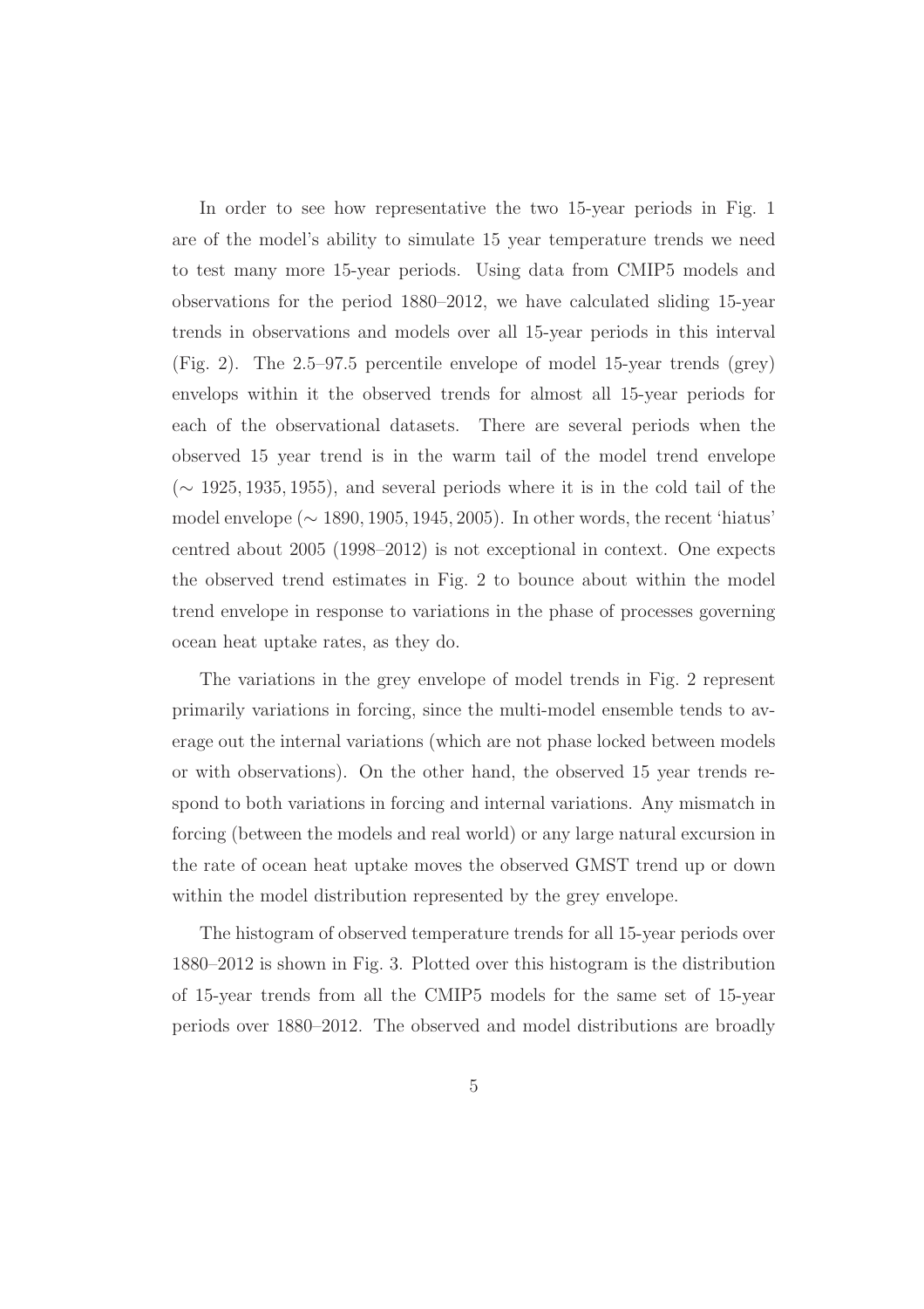In order to see how representative the two 15-year periods in Fig. 1 are of the model's ability to simulate 15 year temperature trends we need to test many more 15-year periods. Using data from CMIP5 models and observations for the period 1880–2012, we have calculated sliding 15-year trends in observations and models over all 15-year periods in this interval (Fig. 2). The 2.5–97.5 percentile envelope of model 15-year trends (grey) envelops within it the observed trends for almost all 15-year periods for each of the observational datasets. There are several periods when the observed 15 year trend is in the warm tail of the model trend envelope ($\sim 1925, 1935, 1955$), and several periods where it is in the cold tail of the model envelope ($\sim 1890, 1905, 1945, 2005$). In other words, the recent 'hiatus' centred about 2005 (1998–2012) is not exceptional in context. One expects the observed trend estimates in Fig. 2 to bounce about within the model trend envelope in response to variations in the phase of processes governing ocean heat uptake rates, as they do.

The variations in the grey envelope of model trends in Fig. 2 represent primarily variations in forcing, since the multi-model ensemble tends to average out the internal variations (which are not phase locked between models or with observations). On the other hand, the observed 15 year trends respond to both variations in forcing and internal variations. Any mismatch in forcing (between the models and real world) or any large natural excursion in the rate of ocean heat uptake moves the observed GMST trend up or down within the model distribution represented by the grey envelope.

The histogram of observed temperature trends for all 15-year periods over 1880–2012 is shown in Fig. 3. Plotted over this histogram is the distribution of 15-year trends from all the CMIP5 models for the same set of 15-year periods over 1880–2012. The observed and model distributions are broadly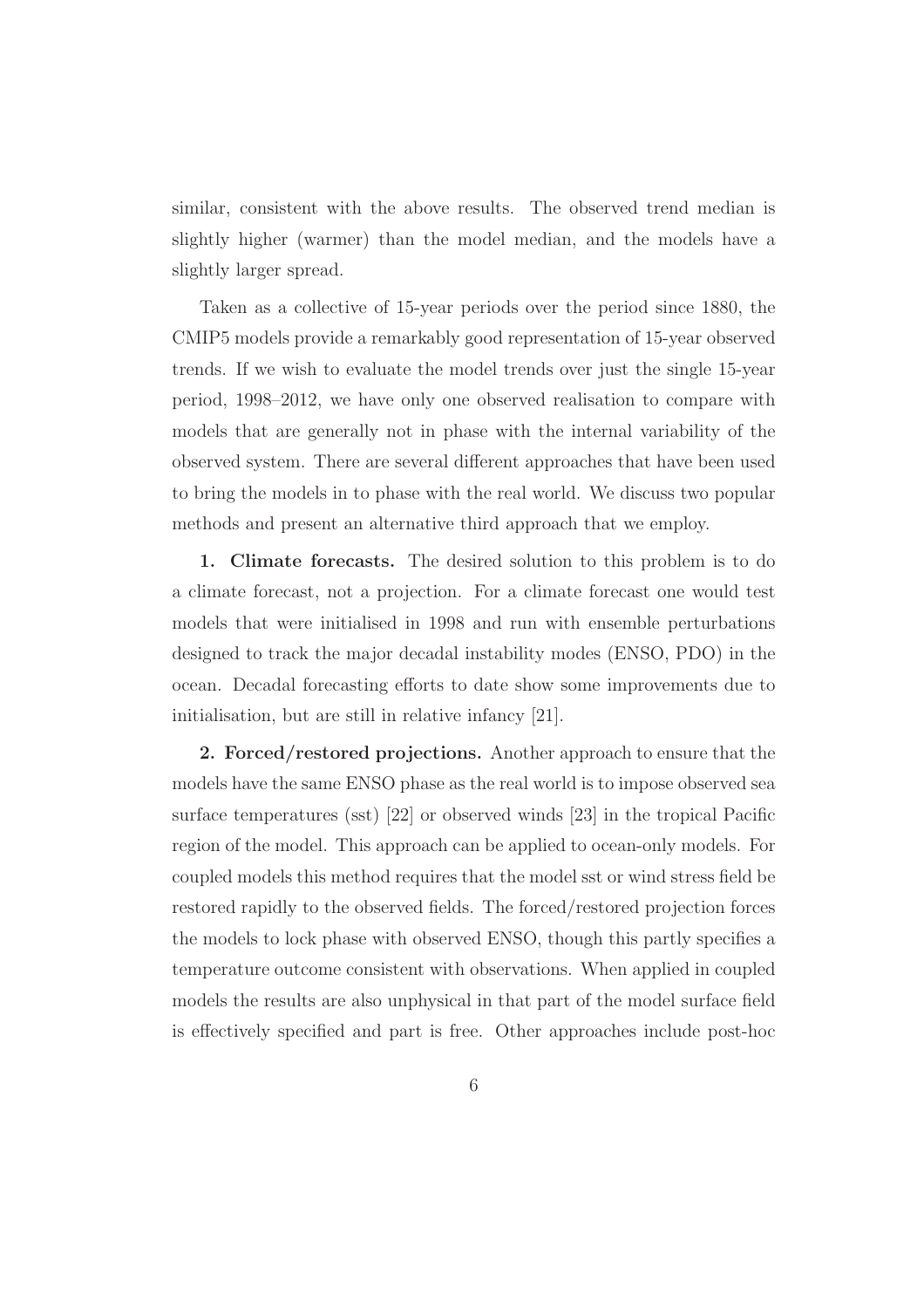similar, consistent with the above results. The observed trend median is slightly higher (warmer) than the model median, and the models have a slightly larger spread.

Taken as a collective of 15-year periods over the period since 1880, the CMIP5 models provide a remarkably good representation of 15-year observed trends. If we wish to evaluate the model trends over just the single 15-year period, 1998–2012, we have only one observed realisation to compare with models that are generally not in phase with the internal variability of the observed system. There are several different approaches that have been used to bring the models in to phase with the real world. We discuss two popular methods and present an alternative third approach that we employ.

**1. Climate forecasts.** The desired solution to this problem is to do a climate forecast, not a projection. For a climate forecast one would test models that were initialised in 1998 and run with ensemble perturbations designed to track the major decadal instability modes (ENSO, PDO) in the ocean. Decadal forecasting efforts to date show some improvements due to initialisation, but are still in relative infancy [21].

**2. Forced/restored projections.** Another approach to ensure that the models have the same ENSO phase as the real world is to impose observed sea surface temperatures (sst) [22] or observed winds [23] in the tropical Pacific region of the model. This approach can be applied to ocean-only models. For coupled models this method requires that the model sst or wind stress field be restored rapidly to the observed fields. The forced/restored projection forces the models to lock phase with observed ENSO, though this partly specifies a temperature outcome consistent with observations. When applied in coupled models the results are also unphysical in that part of the model surface field is effectively specified and part is free. Other approaches include post-hoc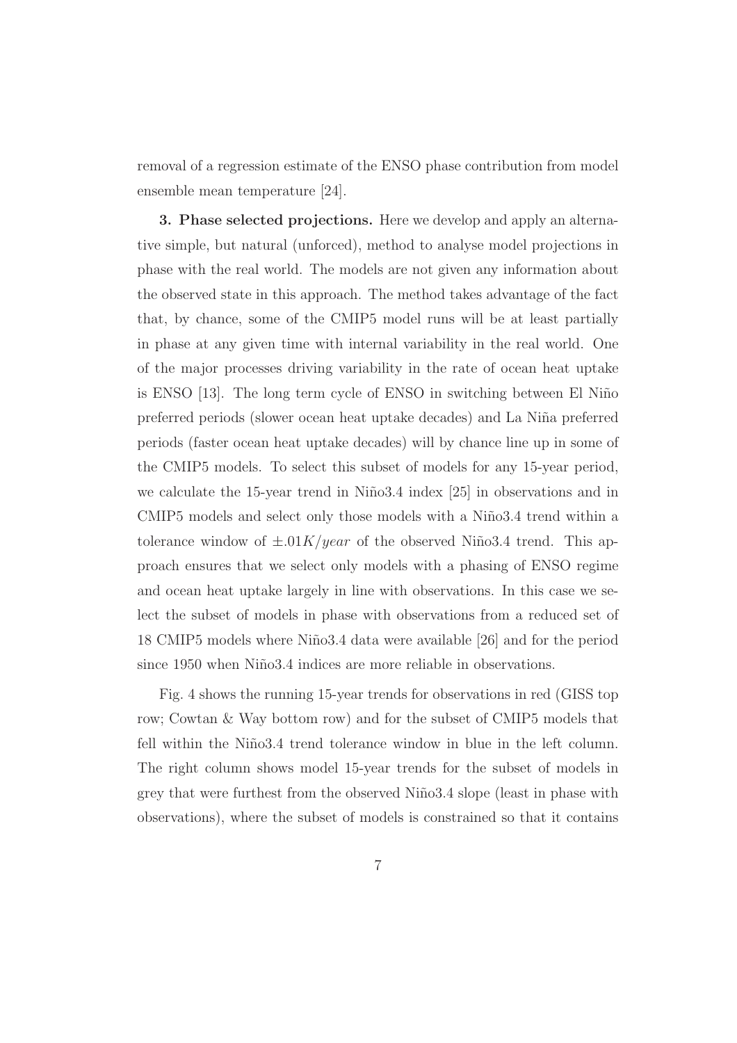removal of a regression estimate of the ENSO phase contribution from model ensemble mean temperature [24].

**3. Phase selected projections.** Here we develop and apply an alternative simple, but natural (unforced), method to analyse model projections in phase with the real world. The models are not given any information about the observed state in this approach. The method takes advantage of the fact that, by chance, some of the CMIP5 model runs will be at least partially in phase at any given time with internal variability in the real world. One of the major processes driving variability in the rate of ocean heat uptake is ENSO [13]. The long term cycle of ENSO in switching between El Niño preferred periods (slower ocean heat uptake decades) and La Niña preferred periods (faster ocean heat uptake decades) will by chance line up in some of the CMIP5 models. To select this subset of models for any 15-year period, we calculate the 15-year trend in Niño3.4 index [25] in observations and in CMIP5 models and select only those models with a Niño3.4 trend within a tolerance window of $\pm.01K/year$ of the observed Niño3.4 trend. This approach ensures that we select only models with a phasing of ENSO regime and ocean heat uptake largely in line with observations. In this case we select the subset of models in phase with observations from a reduced set of 18 CMIP5 models where Niño3.4 data were available [26] and for the period since 1950 when Niño3.4 indices are more reliable in observations.

Fig. 4 shows the running 15-year trends for observations in red (GISS top row; Cowtan & Way bottom row) and for the subset of CMIP5 models that fell within the Niño3.4 trend tolerance window in blue in the left column. The right column shows model 15-year trends for the subset of models in grey that were furthest from the observed Niño3.4 slope (least in phase with observations), where the subset of models is constrained so that it contains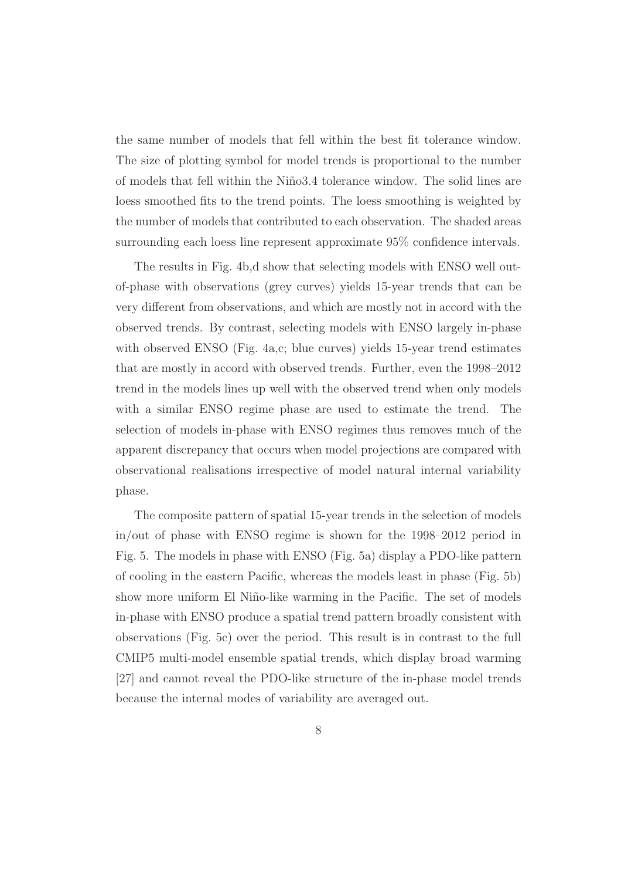the same number of models that fell within the best fit tolerance window. The size of plotting symbol for model trends is proportional to the number of models that fell within the Niño3.4 tolerance window. The solid lines are loess smoothed fits to the trend points. The loess smoothing is weighted by the number of models that contributed to each observation. The shaded areas surrounding each loess line represent approximate 95% confidence intervals.

The results in Fig. 4b,d show that selecting models with ENSO well out-of-phase with observations (grey curves) yields 15-year trends that can be very different from observations, and which are mostly not in accord with the observed trends. By contrast, selecting models with ENSO largely in-phase with observed ENSO (Fig. 4a,c; blue curves) yields 15-year trend estimates that are mostly in accord with observed trends. Further, even the 1998–2012 trend in the models lines up well with the observed trend when only models with a similar ENSO regime phase are used to estimate the trend. The selection of models in-phase with ENSO regimes thus removes much of the apparent discrepancy that occurs when model projections are compared with observational realisations irrespective of model natural internal variability phase.

The composite pattern of spatial 15-year trends in the selection of models in/out of phase with ENSO regime is shown for the 1998–2012 period in Fig. 5. The models in phase with ENSO (Fig. 5a) display a PDO-like pattern of cooling in the eastern Pacific, whereas the models least in phase (Fig. 5b) show more uniform El Niño-like warming in the Pacific. The set of models in-phase with ENSO produce a spatial trend pattern broadly consistent with observations (Fig. 5c) over the period. This result is in contrast to the full CMIP5 multi-model ensemble spatial trends, which display broad warming [27] and cannot reveal the PDO-like structure of the in-phase model trends because the internal modes of variability are averaged out.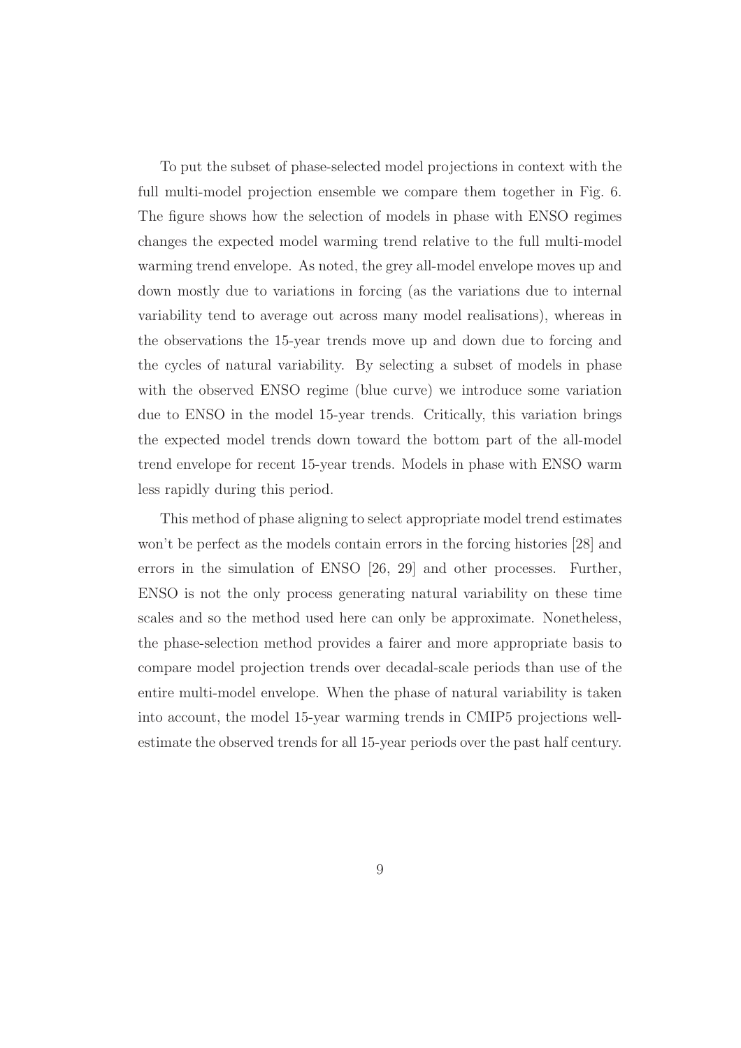To put the subset of phase-selected model projections in context with the full multi-model projection ensemble we compare them together in Fig. 6. The figure shows how the selection of models in phase with ENSO regimes changes the expected model warming trend relative to the full multi-model warming trend envelope. As noted, the grey all-model envelope moves up and down mostly due to variations in forcing (as the variations due to internal variability tend to average out across many model realisations), whereas in the observations the 15-year trends move up and down due to forcing and the cycles of natural variability. By selecting a subset of models in phase with the observed ENSO regime (blue curve) we introduce some variation due to ENSO in the model 15-year trends. Critically, this variation brings the expected model trends down toward the bottom part of the all-model trend envelope for recent 15-year trends. Models in phase with ENSO warm less rapidly during this period.

This method of phase aligning to select appropriate model trend estimates won't be perfect as the models contain errors in the forcing histories [28] and errors in the simulation of ENSO [26, 29] and other processes. Further, ENSO is not the only process generating natural variability on these time scales and so the method used here can only be approximate. Nonetheless, the phase-selection method provides a fairer and more appropriate basis to compare model projection trends over decadal-scale periods than use of the entire multi-model envelope. When the phase of natural variability is taken into account, the model 15-year warming trends in CMIP5 projections well-estimate the observed trends for all 15-year periods over the past half century.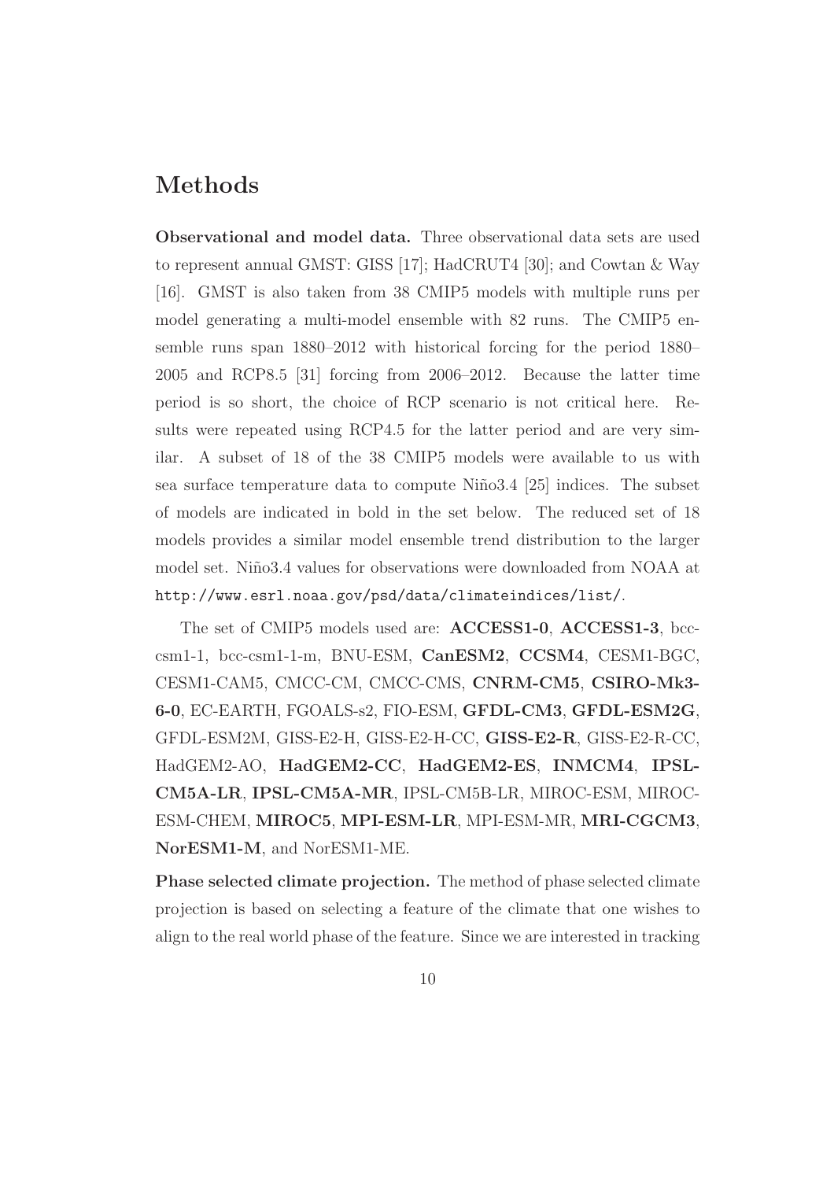## Methods

**Observational and model data.** Three observational data sets are used to represent annual GMST: GISS [17]; HadCRUT4 [30]; and Cowtan & Way [16]. GMST is also taken from 38 CMIP5 models with multiple runs per model generating a multi-model ensemble with 82 runs. The CMIP5 ensemble runs span 1880–2012 with historical forcing for the period 1880–2005 and RCP8.5 [31] forcing from 2006–2012. Because the latter time period is so short, the choice of RCP scenario is not critical here. Results were repeated using RCP4.5 for the latter period and are very similar. A subset of 18 of the 38 CMIP5 models were available to us with sea surface temperature data to compute Niño3.4 [25] indices. The subset of models are indicated in bold in the set below. The reduced set of 18 models provides a similar model ensemble trend distribution to the larger model set. Niño3.4 values for observations were downloaded from NOAA at `http://www.esrl.noaa.gov/psd/data/climateindices/list/`.

The set of CMIP5 models used are: **ACCESS1-0**, **ACCESS1-3**, bcc-csm1-1, bcc-csm1-1-m, BNU-ESM, **CanESM2**, **CCSM4**, CESM1-BGC, CESM1-CAM5, CMCC-CM, CMCC-CMS, **CNRM-CM5**, **CSIRO-Mk3-6-0**, EC-EARTH, FGOALS-s2, FIO-ESM, **GFDL-CM3**, **GFDL-ESM2G**, GFDL-ESM2M, GISS-E2-H, GISS-E2-H-CC, **GISS-E2-R**, GISS-E2-R-CC, HadGEM2-AO, **HadGEM2-CC**, **HadGEM2-ES**, **INMCM4**, **IPSL-CM5A-LR**, **IPSL-CM5A-MR**, IPSL-CM5B-LR, MIROC-ESM, MIROC-ESM-CHEM, **MIROC5**, **MPI-ESM-LR**, MPI-ESM-MR, **MRI-CGCM3**, **NorESM1-M**, and NorESM1-ME.

**Phase selected climate projection.** The method of phase selected climate projection is based on selecting a feature of the climate that one wishes to align to the real world phase of the feature. Since we are interested in tracking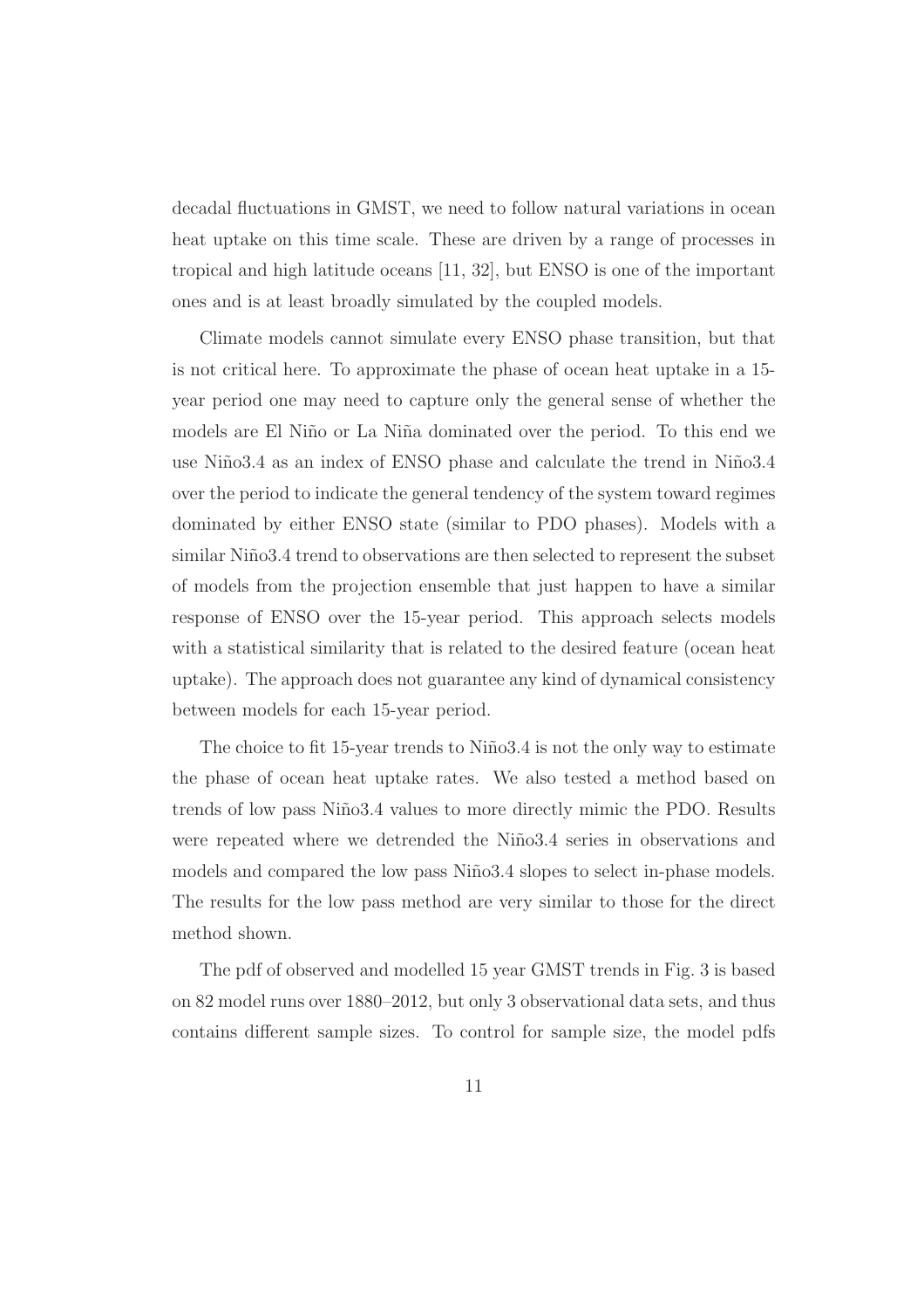decadal fluctuations in GMST, we need to follow natural variations in ocean heat uptake on this time scale. These are driven by a range of processes in tropical and high latitude oceans [11, 32], but ENSO is one of the important ones and is at least broadly simulated by the coupled models.

Climate models cannot simulate every ENSO phase transition, but that is not critical here. To approximate the phase of ocean heat uptake in a 15-year period one may need to capture only the general sense of whether the models are El Niño or La Niña dominated over the period. To this end we use Niño3.4 as an index of ENSO phase and calculate the trend in Niño3.4 over the period to indicate the general tendency of the system toward regimes dominated by either ENSO state (similar to PDO phases). Models with a similar Niño3.4 trend to observations are then selected to represent the subset of models from the projection ensemble that just happen to have a similar response of ENSO over the 15-year period. This approach selects models with a statistical similarity that is related to the desired feature (ocean heat uptake). The approach does not guarantee any kind of dynamical consistency between models for each 15-year period.

The choice to fit 15-year trends to Niño3.4 is not the only way to estimate the phase of ocean heat uptake rates. We also tested a method based on trends of low pass Niño3.4 values to more directly mimic the PDO. Results were repeated where we detrended the Niño3.4 series in observations and models and compared the low pass Niño3.4 slopes to select in-phase models. The results for the low pass method are very similar to those for the direct method shown.

The pdf of observed and modelled 15 year GMST trends in Fig. 3 is based on 82 model runs over 1880–2012, but only 3 observational data sets, and thus contains different sample sizes. To control for sample size, the model pdfs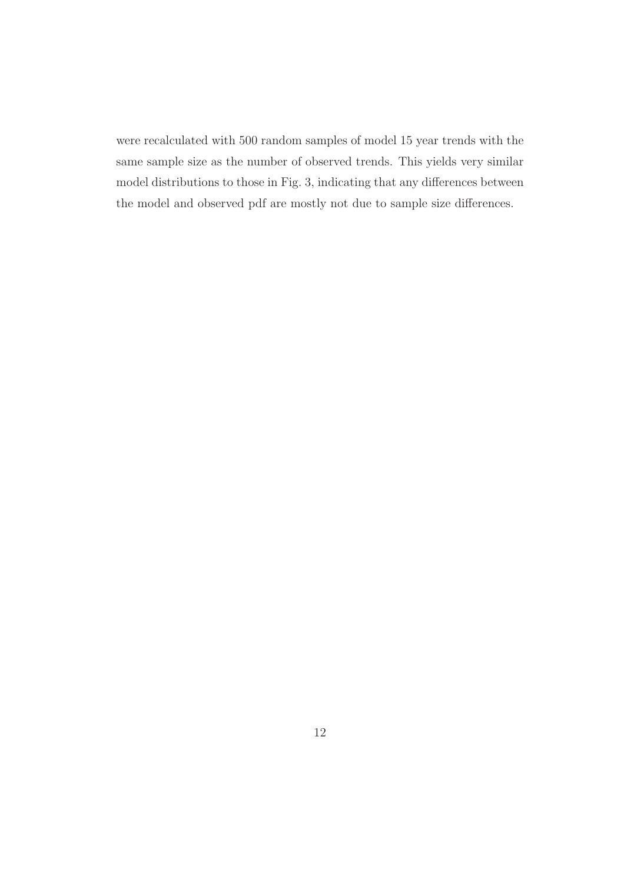were recalculated with 500 random samples of model 15 year trends with the same sample size as the number of observed trends. This yields very similar model distributions to those in Fig. 3, indicating that any differences between the model and observed pdf are mostly not due to sample size differences.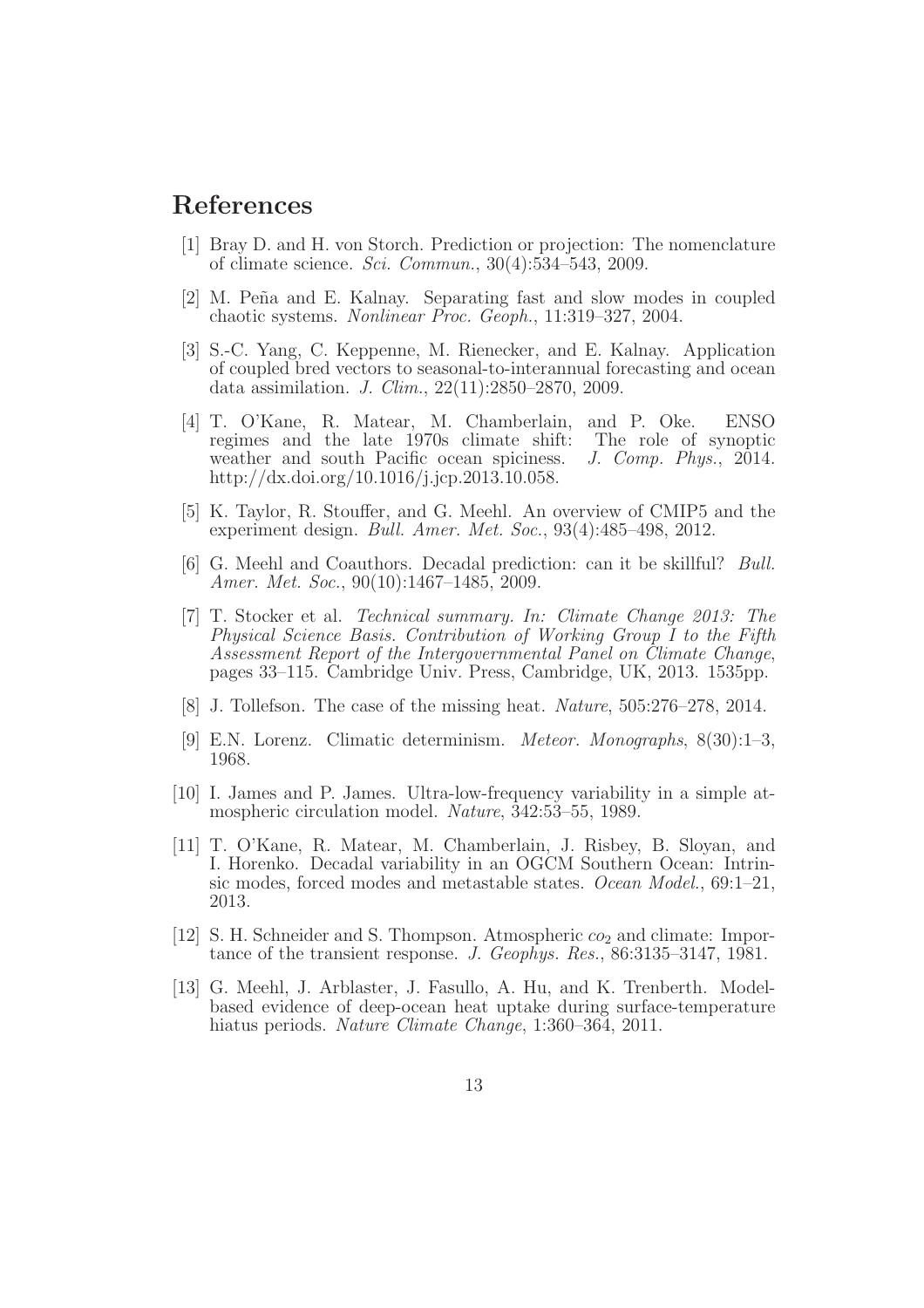## References

[1] Bray D. and H. von Storch. Prediction or projection: The nomenclature of climate science. *Sci. Commun.*, 30(4):534–543, 2009.

[2] M. Peña and E. Kalnay. Separating fast and slow modes in coupled chaotic systems. *Nonlinear Proc. Geoph.*, 11:319–327, 2004.

[3] S.-C. Yang, C. Keppenne, M. Rienecker, and E. Kalnay. Application of coupled bred vectors to seasonal-to-interannual forecasting and ocean data assimilation. *J. Clim.*, 22(11):2850–2870, 2009.

[4] T. O'Kane, R. Matear, M. Chamberlain, and P. Oke. ENSO regimes and the late 1970s climate shift: The role of synoptic weather and south Pacific ocean spiciness. *J. Comp. Phys.*, 2014. http://dx.doi.org/10.1016/j.jcp.2013.10.058.

[5] K. Taylor, R. Stouffer, and G. Meehl. An overview of CMIP5 and the experiment design. *Bull. Amer. Met. Soc.*, 93(4):485–498, 2012.

[6] G. Meehl and Coauthors. Decadal prediction: can it be skillful? *Bull. Amer. Met. Soc.*, 90(10):1467–1485, 2009.

[7] T. Stocker et al. *Technical summary. In: Climate Change 2013: The Physical Science Basis. Contribution of Working Group I to the Fifth Assessment Report of the Intergovernmental Panel on Climate Change*, pages 33–115. Cambridge Univ. Press, Cambridge, UK, 2013. 1535pp.

[8] J. Tollefson. The case of the missing heat. *Nature*, 505:276–278, 2014.

[9] E.N. Lorenz. Climatic determinism. *Meteor. Monographs*, 8(30):1–3, 1968.

[10] I. James and P. James. Ultra-low-frequency variability in a simple atmospheric circulation model. *Nature*, 342:53–55, 1989.

[11] T. O'Kane, R. Matear, M. Chamberlain, J. Risbey, B. Sloyan, and I. Horenko. Decadal variability in an OGCM Southern Ocean: Intrinsic modes, forced modes and metastable states. *Ocean Model.*, 69:1–21, 2013.

[12] S. H. Schneider and S. Thompson. Atmospheric $co_2$ and climate: Importance of the transient response. *J. Geophys. Res.*, 86:3135–3147, 1981.

[13] G. Meehl, J. Arblaster, J. Fasullo, A. Hu, and K. Trenberth. Model-based evidence of deep-ocean heat uptake during surface-temperature hiatus periods. *Nature Climate Change*, 1:360–364, 2011.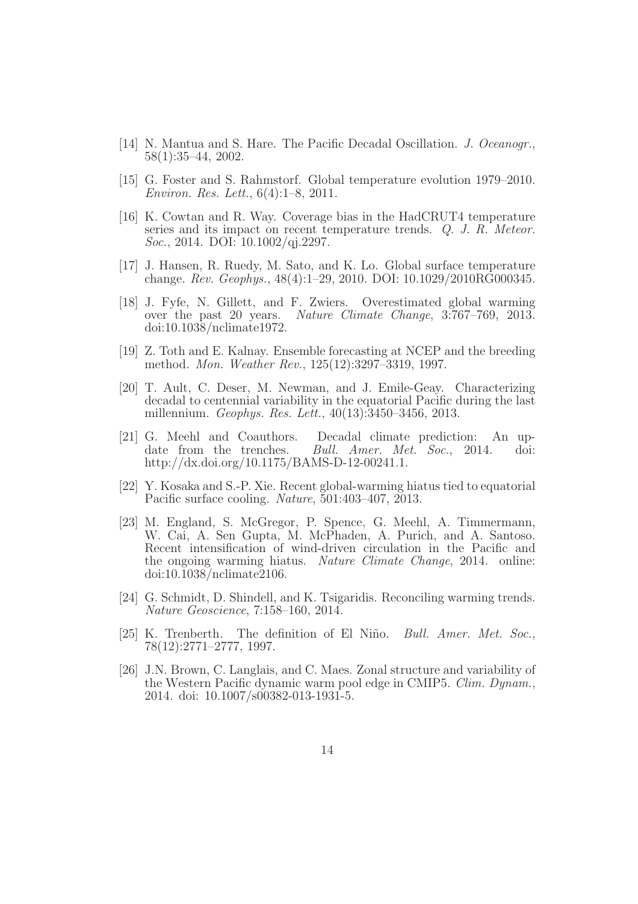[14] N. Mantua and S. Hare. The Pacific Decadal Oscillation. *J. Oceanogr.*, 58(1):35–44, 2002.

[15] G. Foster and S. Rahmstorf. Global temperature evolution 1979–2010. *Environ. Res. Lett.*, 6(4):1–8, 2011.

[16] K. Cowtan and R. Way. Coverage bias in the HadCRUT4 temperature series and its impact on recent temperature trends. *Q. J. R. Meteor. Soc.*, 2014. DOI: 10.1002/qj.2297.

[17] J. Hansen, R. Ruedy, M. Sato, and K. Lo. Global surface temperature change. *Rev. Geophys.*, 48(4):1–29, 2010. DOI: 10.1029/2010RG000345.

[18] J. Fyfe, N. Gillett, and F. Zwiers. Overestimated global warming over the past 20 years. *Nature Climate Change*, 3:767–769, 2013. doi:10.1038/nclimate1972.

[19] Z. Toth and E. Kalnay. Ensemble forecasting at NCEP and the breeding method. *Mon. Weather Rev.*, 125(12):3297–3319, 1997.

[20] T. Ault, C. Deser, M. Newman, and J. Emile-Geay. Characterizing decadal to centennial variability in the equatorial Pacific during the last millennium. *Geophys. Res. Lett.*, 40(13):3450–3456, 2013.

[21] G. Meehl and Coauthors. Decadal climate prediction: An update from the trenches. *Bull. Amer. Met. Soc.*, 2014. doi: http://dx.doi.org/10.1175/BAMS-D-12-00241.1.

[22] Y. Kosaka and S.-P. Xie. Recent global-warming hiatus tied to equatorial Pacific surface cooling. *Nature*, 501:403–407, 2013.

[23] M. England, S. McGregor, P. Spence, G. Meehl, A. Timmermann, W. Cai, A. Sen Gupta, M. McPhaden, A. Purich, and A. Santoso. Recent intensification of wind-driven circulation in the Pacific and the ongoing warming hiatus. *Nature Climate Change*, 2014. online: doi:10.1038/nclimate2106.

[24] G. Schmidt, D. Shindell, and K. Tsigaridis. Reconciling warming trends. *Nature Geoscience*, 7:158–160, 2014.

[25] K. Trenberth. The definition of El Niño. *Bull. Amer. Met. Soc.*, 78(12):2771–2777, 1997.

[26] J.N. Brown, C. Langlais, and C. Maes. Zonal structure and variability of the Western Pacific dynamic warm pool edge in CMIP5. *Clim. Dynam.*, 2014. doi: 10.1007/s00382-013-1931-5.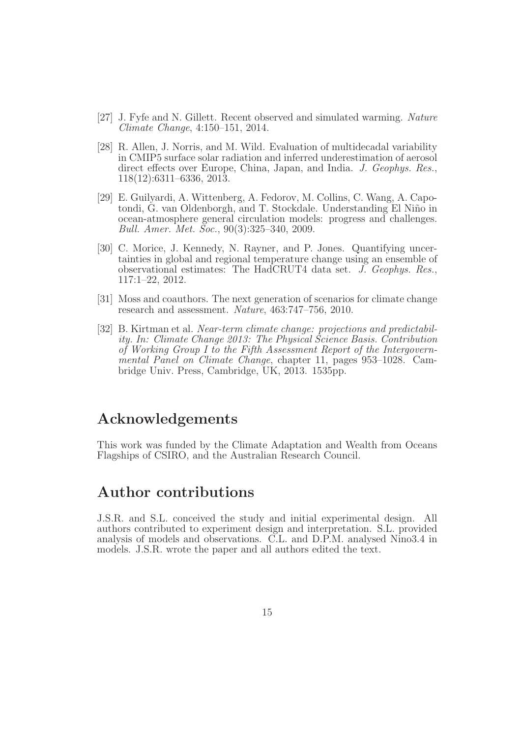[27] J. Fyfe and N. Gillett. Recent observed and simulated warming. *Nature Climate Change*, 4:150–151, 2014.

[28] R. Allen, J. Norris, and M. Wild. Evaluation of multidecadal variability in CMIP5 surface solar radiation and inferred underestimation of aerosol direct effects over Europe, China, Japan, and India. *J. Geophys. Res.*, 118(12):6311–6336, 2013.

[29] E. Guilyardi, A. Wittenberg, A. Fedorov, M. Collins, C. Wang, A. Capotondi, G. van Oldenborgh, and T. Stockdale. Understanding El Niño in ocean-atmosphere general circulation models: progress and challenges. *Bull. Amer. Met. Soc.*, 90(3):325–340, 2009.

[30] C. Morice, J. Kennedy, N. Rayner, and P. Jones. Quantifying uncertainties in global and regional temperature change using an ensemble of observational estimates: The HadCRUT4 data set. *J. Geophys. Res.*, 117:1–22, 2012.

[31] Moss and coauthors. The next generation of scenarios for climate change research and assessment. *Nature*, 463:747–756, 2010.

[32] B. Kirtman et al. *Near-term climate change: projections and predictability. In: Climate Change 2013: The Physical Science Basis. Contribution of Working Group I to the Fifth Assessment Report of the Intergovernmental Panel on Climate Change*, chapter 11, pages 953–1028. Cambridge Univ. Press, Cambridge, UK, 2013. 1535pp.

# Acknowledgements

This work was funded by the Climate Adaptation and Wealth from Oceans Flagships of CSIRO, and the Australian Research Council.

# Author contributions

J.S.R. and S.L. conceived the study and initial experimental design. All authors contributed to experiment design and interpretation. S.L. provided analysis of models and observations. C.L. and D.P.M. analysed Nino3.4 in models. J.S.R. wrote the paper and all authors edited the text.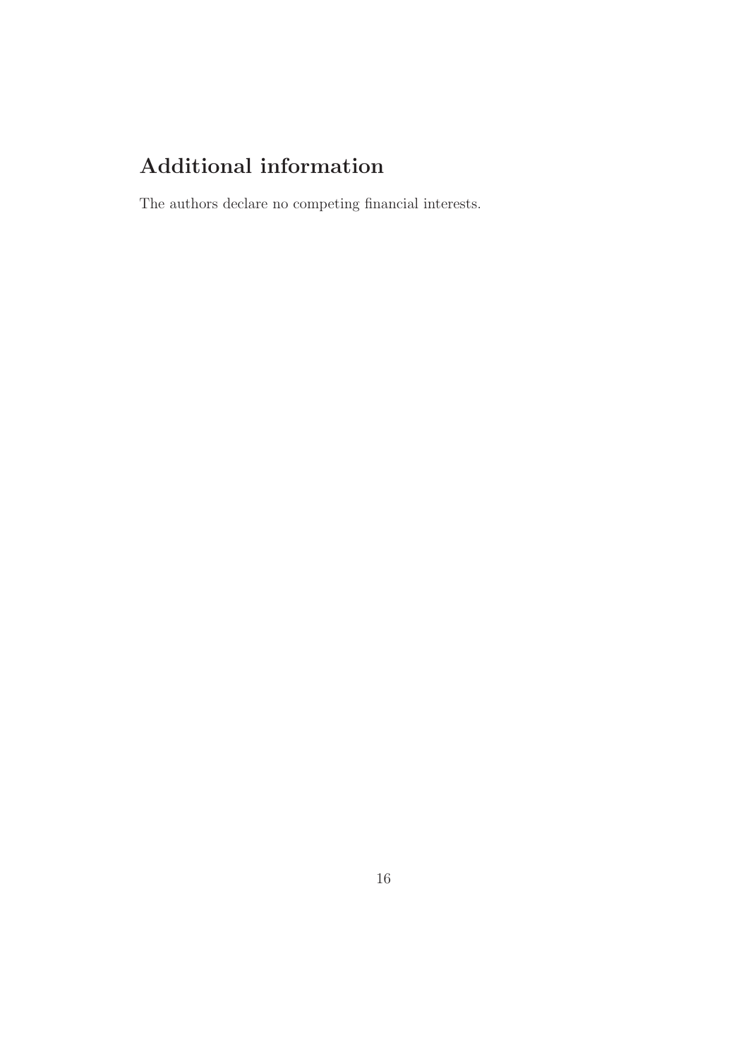# Additional information

The authors declare no competing financial interests.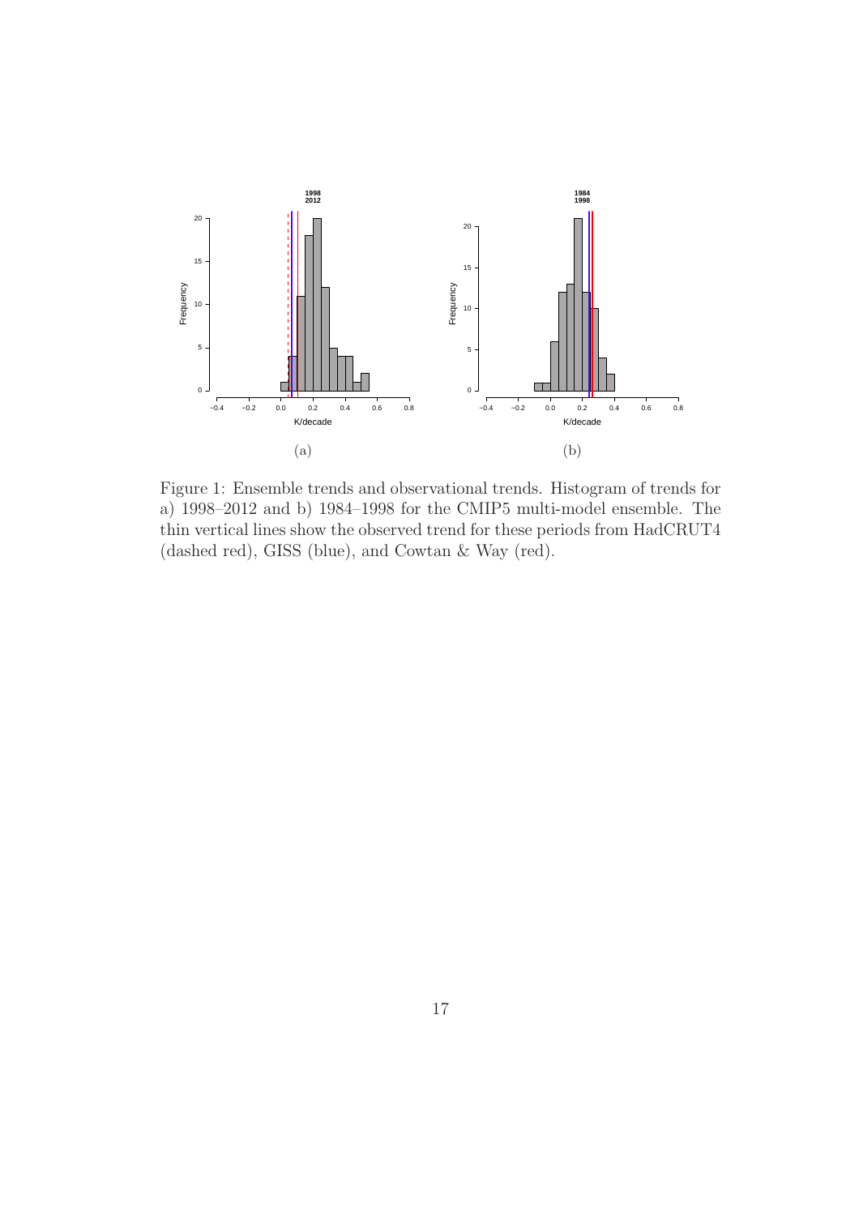Figure 1: Ensemble trends and observational trends. Histogram of trends for a) 1998–2012 and b) 1984–1998 for the CMIP5 multi-model ensemble. The thin vertical lines show the observed trend for these periods from HadCRUT4 (dashed red), GISS (blue), and Cowtan & Way (red).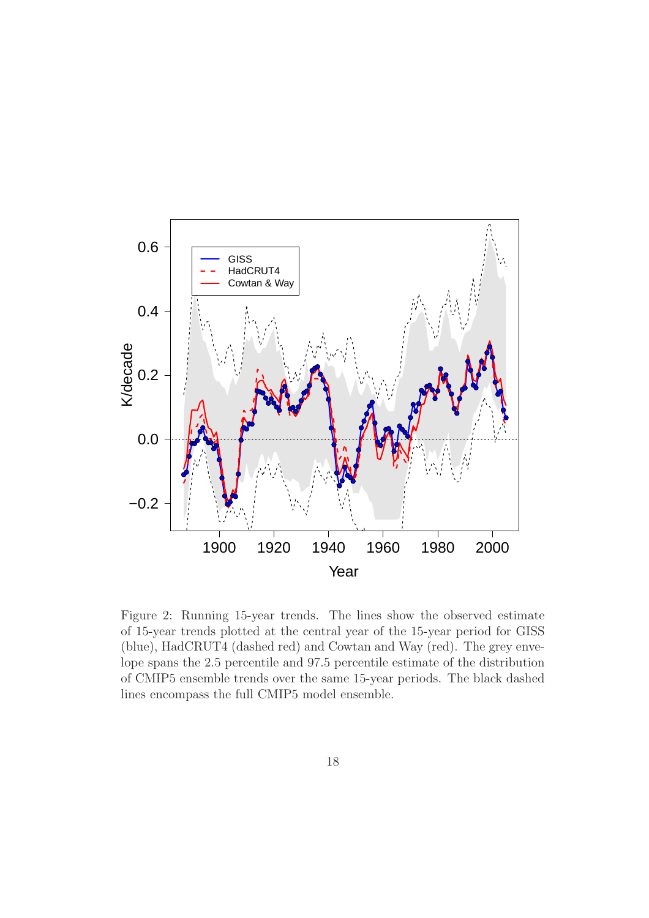Figure 2: Running 15-year trends. The lines show the observed estimate of 15-year trends plotted at the central year of the 15-year period for GISS (blue), HadCRUT4 (dashed red) and Cowtan and Way (red). The grey envelope spans the 2.5 percentile and 97.5 percentile estimate of the distribution of CMIP5 ensemble trends over the same 15-year periods. The black dashed lines encompass the full CMIP5 model ensemble.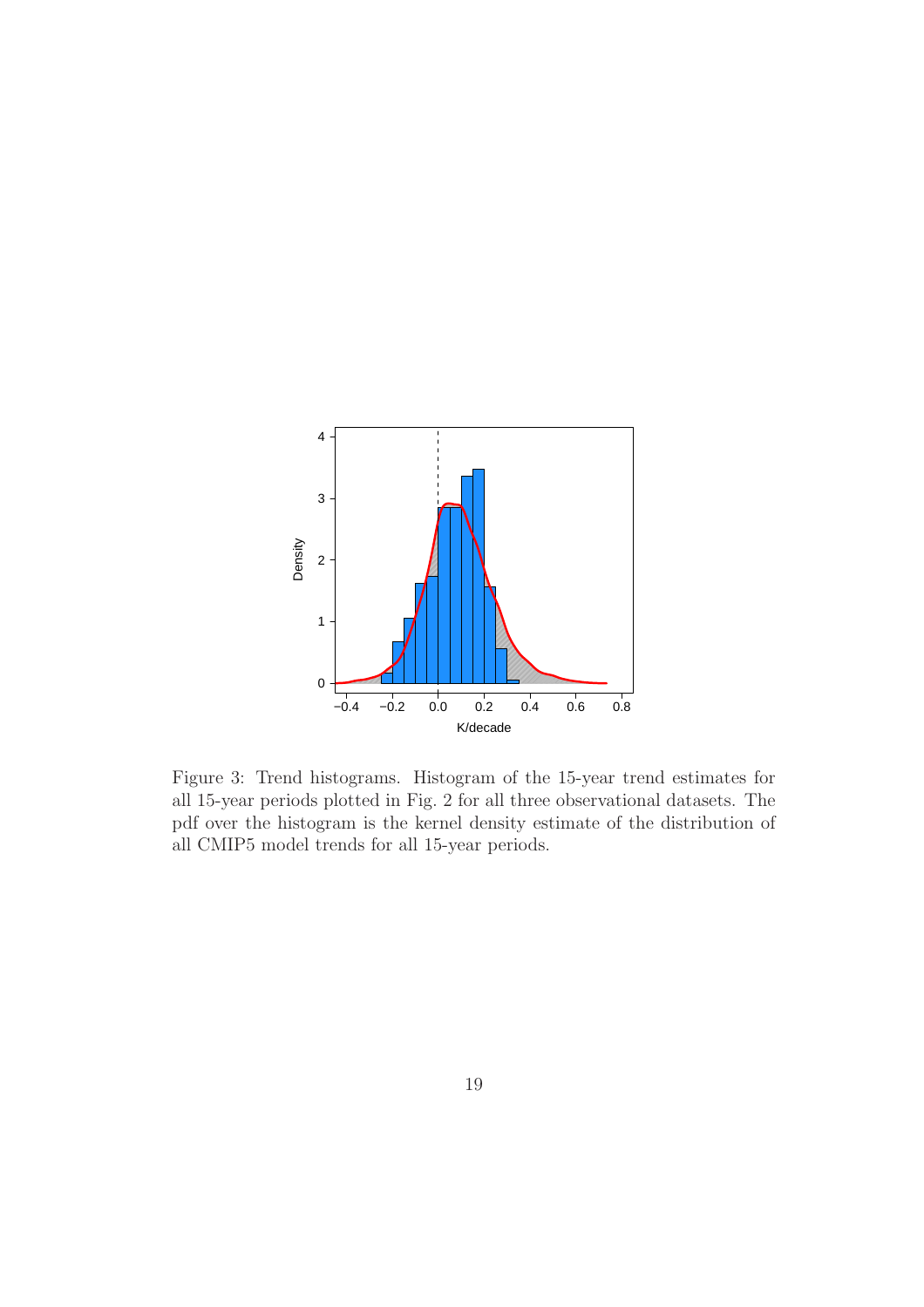Figure 3: Trend histograms. Histogram of the 15-year trend estimates for all 15-year periods plotted in Fig. 2 for all three observational datasets. The pdf over the histogram is the kernel density estimate of the distribution of all CMIP5 model trends for all 15-year periods.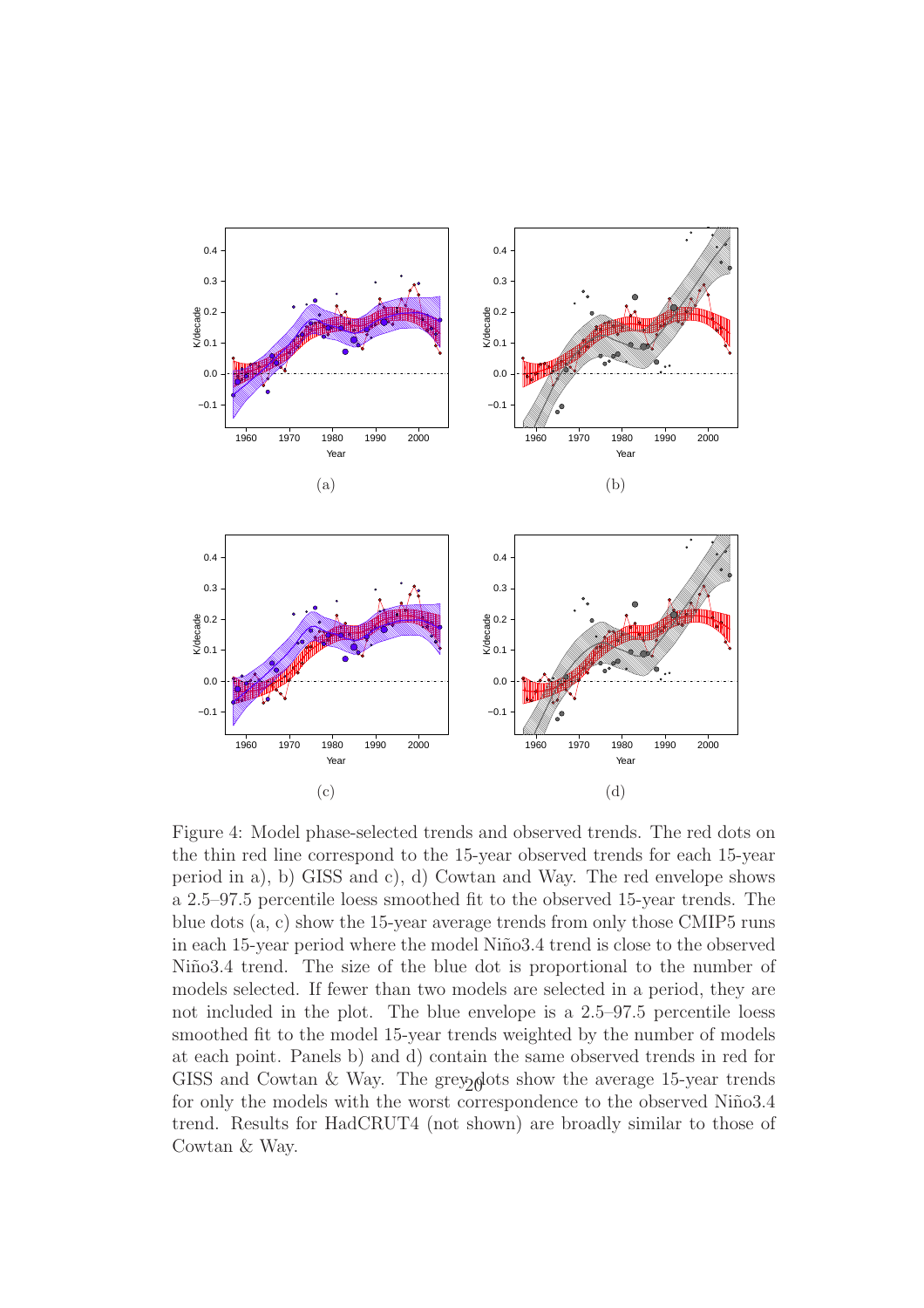Figure 4: Model phase-selected trends and observed trends. The red dots on the thin red line correspond to the 15-year observed trends for each 15-year period in a), b) GISS and c), d) Cowtan and Way. The red envelope shows a 2.5–97.5 percentile loess smoothed fit to the observed 15-year trends. The blue dots (a, c) show the 15-year average trends from only those CMIP5 runs in each 15-year period where the model Niño3.4 trend is close to the observed Niño3.4 trend. The size of the blue dot is proportional to the number of models selected. If fewer than two models are selected in a period, they are not included in the plot. The blue envelope is a 2.5–97.5 percentile loess smoothed fit to the model 15-year trends weighted by the number of models at each point. Panels b) and d) contain the same observed trends in red for GISS and Cowtan & Way. The grey dots show the average 15-year trends for only the models with the worst correspondence to the observed Niño3.4 trend. Results for HadCRUT4 (not shown) are broadly similar to those of Cowtan & Way.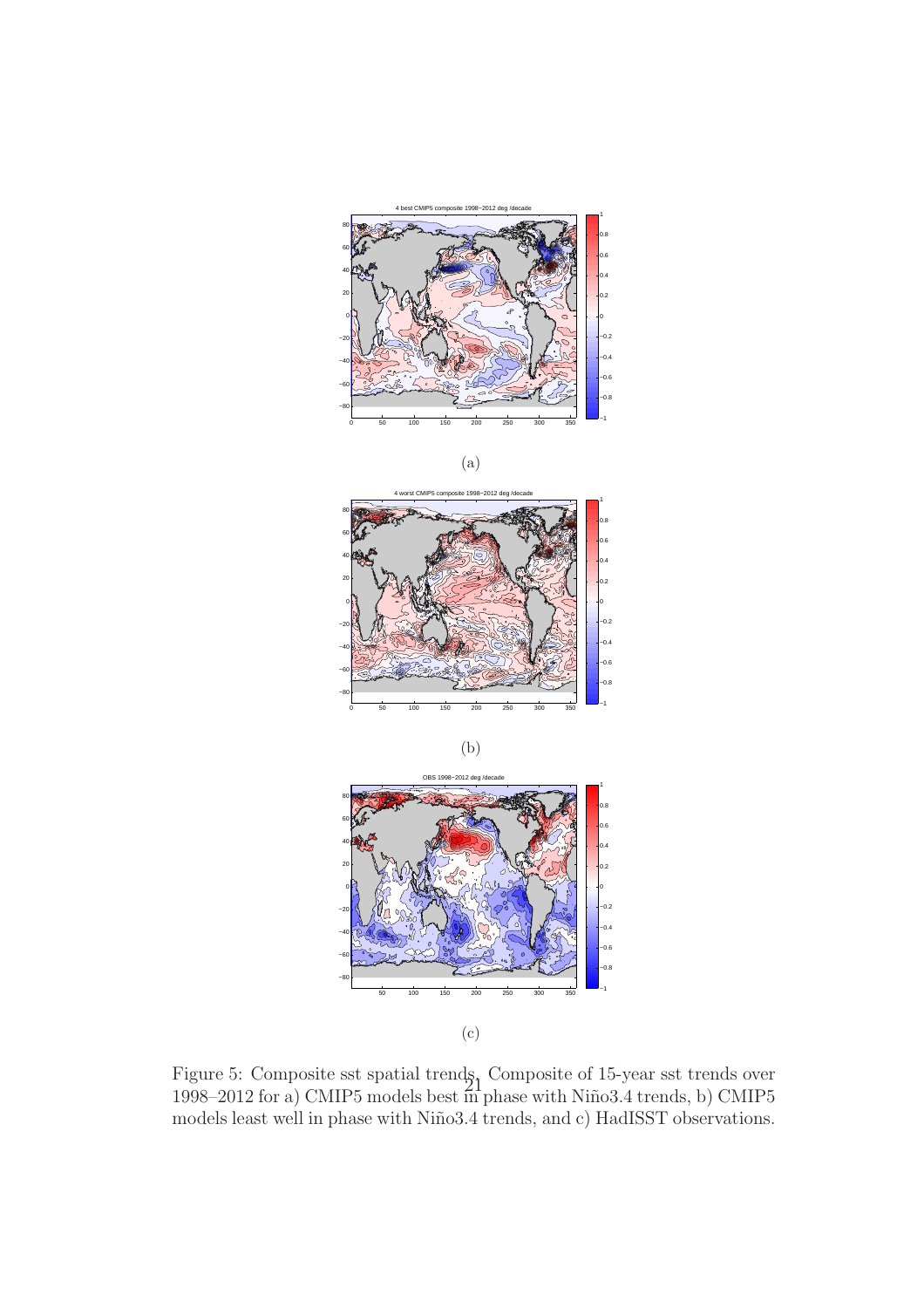(a)

(b)

(c)

Figure 5: Composite sst spatial trends. Composite of 15-year sst trends over 1998–2012 for a) CMIP5 models best in phase with Niño3.4 trends, b) CMIP5 models least well in phase with Niño3.4 trends, and c) HadISST observations.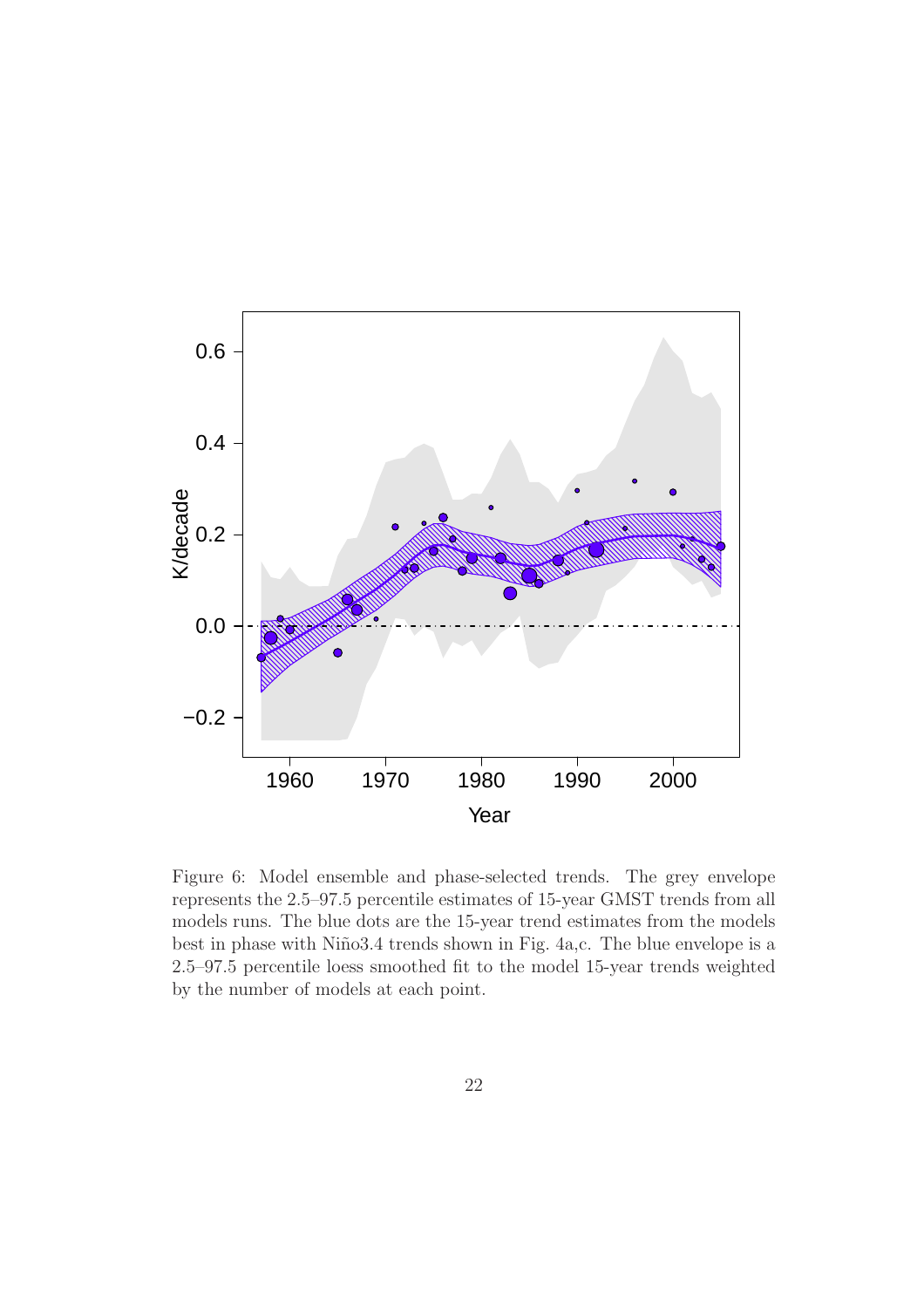K/decade

0.6

0.4

0.2

0.0

−0.2

1960

1970

1980

1990

2000

Year

Figure 6: Model ensemble and phase-selected trends. The grey envelope represents the 2.5–97.5 percentile estimates of 15-year GMST trends from all models runs. The blue dots are the 15-year trend estimates from the models best in phase with Niño3.4 trends shown in Fig. 4a,c. The blue envelope is a 2.5–97.5 percentile loess smoothed fit to the model 15-year trends weighted by the number of models at each point.